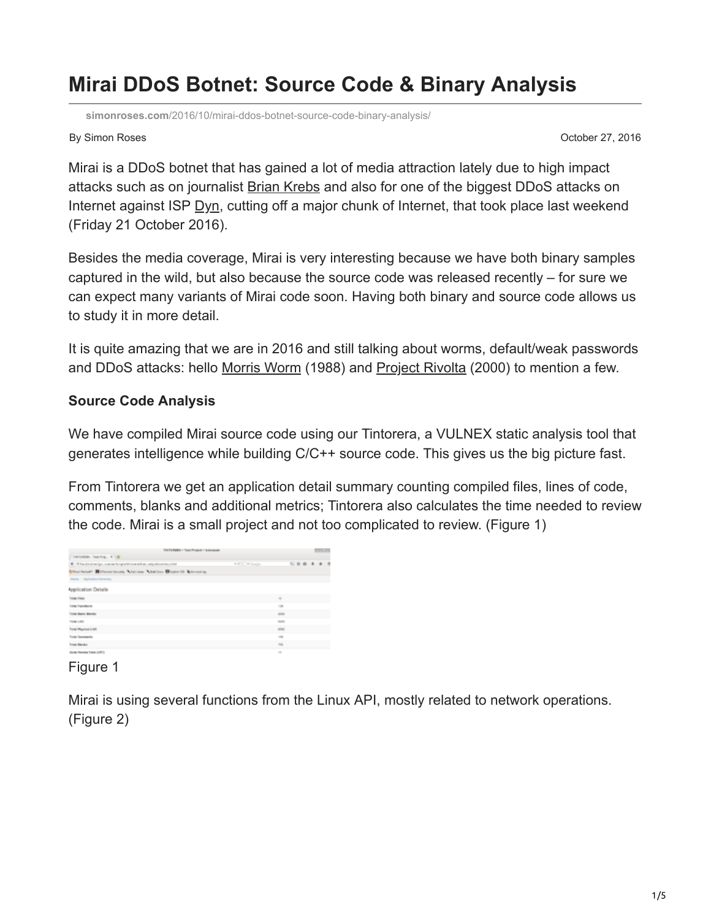# Mirai DDoS Botnet: Source Code & Binary Analysis

simonroses.com/2016/10/mirai-ddos-botnet-source-code-binary-analysis/

By Simon Roses

October 27, 2016

Mirai is a DDoS botnet that has gained a lot of media attraction lately due to high impact attacks such as on journalist Brian Krebs and also for one of the biggest DDoS attacks on Internet against ISP Dyn, cutting off a major chunk of Internet, that took place last weekend (Friday 21 October 2016).

Besides the media coverage, Mirai is very interesting because we have both binary samples captured in the wild, but also because the source code was released recently – for sure we can expect many variants of Mirai code soon. Having both binary and source code allows us to study it in more detail.

It is quite amazing that we are in 2016 and still talking about worms, default/weak passwords and DDoS attacks: hello Morris Worm (1988) and Project Rivolta (2000) to mention a few.

**Source Code Analysis**

We have compiled Mirai source code using our Tintorera, a VULNEX static analysis tool that generates intelligence while building C/C++ source code. This gives us the big picture fast.

From Tintorera we get an application detail summary counting compiled files, lines of code, comments, blanks and additional metrics; Tintorera also calculates the time needed to review the code. Mirai is a small project and not too complicated to review. (Figure 1)

Figure 1

Mirai is using several functions from the Linux API, mostly related to network operations. (Figure 2)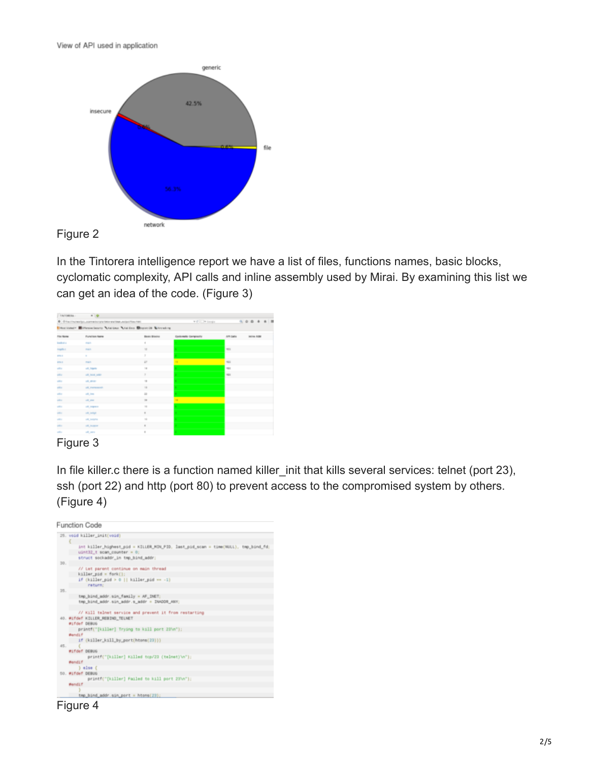View of API used in application

Figure 2

In the Tintorera intelligence report we have a list of files, functions names, basic blocks, cyclomatic complexity, API calls and inline assembly used by Mirai. By examining this list we can get an idea of the code. (Figure 3)

Figure 3

In file killer.c there is a function named killer_init that kills several services: telnet (port 23), ssh (port 22) and http (port 80) to prevent access to the compromised system by others. (Figure 4)

Figure 4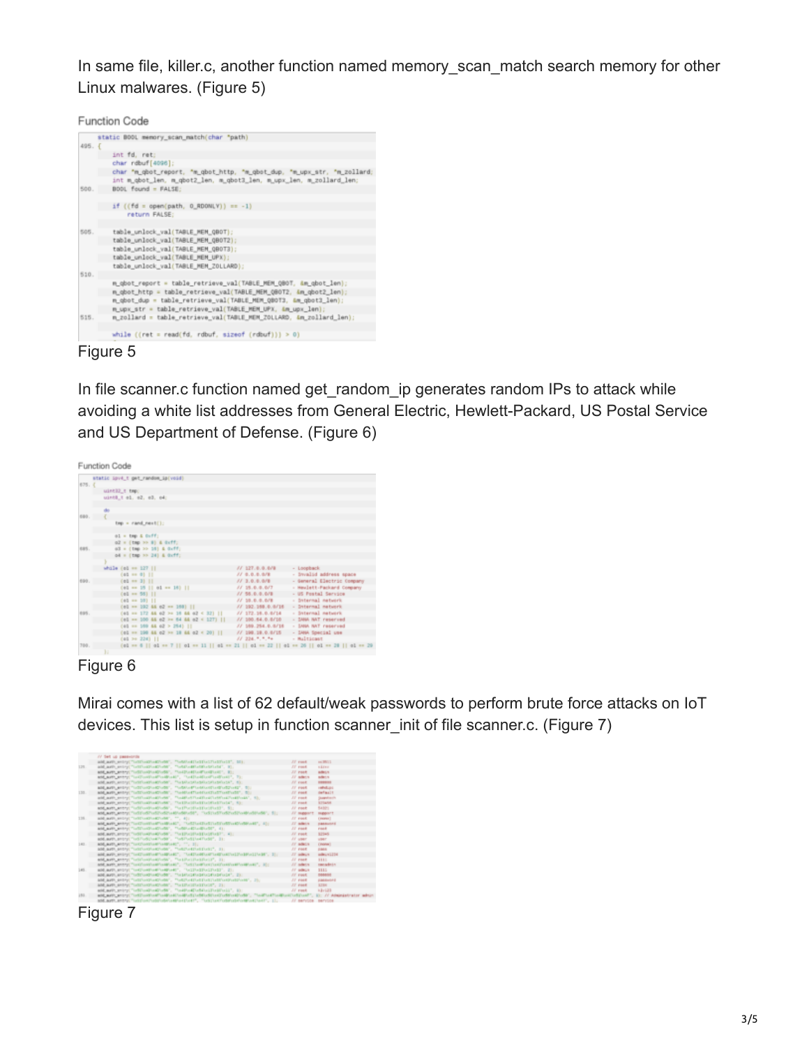In same file, killer.c, another function named memory_scan_match search memory for other Linux malwares. (Figure 5)

Function Code

```c
static BOOL memory_scan_match(char *path)
{
    int fd, ret;
    char rdbuf[4096];
    char *m_qbot_report, *m_qbot_http, *m_qbot_dup, *m_upx_str, *m_zollard;
    int m_qbot_len, m_qbot2_len, m_qbot3_len, m_upx_len, m_zollard_len;
    BOOL found = FALSE;

    if ((fd = open(path, O_RDONLY)) == -1)
        return FALSE;

    table_unlock_val(TABLE_MEM_QBOT);
    table_unlock_val(TABLE_MEM_QBOT2);
    table_unlock_val(TABLE_MEM_QBOT3);
    table_unlock_val(TABLE_MEM_UPX);
    table_unlock_val(TABLE_MEM_ZOLLARD);

    m_qbot_report = table_retrieve_val(TABLE_MEM_QBOT, &m_qbot_len);
    m_qbot_http = table_retrieve_val(TABLE_MEM_QBOT2, &m_qbot2_len);
    m_qbot_dup = table_retrieve_val(TABLE_MEM_QBOT3, &m_qbot3_len);
    m_upx_str = table_retrieve_val(TABLE_MEM_UPX, &m_upx_len);
    m_zollard = table_retrieve_val(TABLE_MEM_ZOLLARD, &m_zollard_len);

    while ((ret = read(fd, rdbuf, sizeof (rdbuf))) > 0)
```

Figure 5

In file scanner.c function named get_random_ip generates random IPs to attack while avoiding a white list addresses from General Electric, Hewlett-Packard, US Postal Service and US Department of Defense. (Figure 6)

Function Code

```c
static ipv4_t get_random_ip(void)
{
    uint32_t tmp;
    uint8_t o1, o2, o3, o4;

    do
    {
        tmp = rand_next();

        o1 = tmp & 0xff;
        o2 = (tmp >> 8) & 0xff;
        o3 = (tmp >> 16) & 0xff;
        o4 = (tmp >> 24) & 0xff;
    }
    while (o1 == 127 ||                             // 127.0.0.0/8      - Loopback
          (o1 == 0) ||                              // 0.0.0.0/8        - Invalid address space
          (o1 == 3) ||                              // 3.0.0.0/8        - General Electric Company
          (o1 == 15 || o1 == 16) ||                 // 15.0.0.0/7       - Hewlett-Packard Company
          (o1 == 56) ||                             // 56.0.0.0/8       - US Postal Service
          (o1 == 10) ||                             // 10.0.0.0/8       - Internal network
          (o1 == 192 && o2 == 168) ||               // 192.168.0.0/16   - Internal network
          (o1 == 172 && o2 >= 16 && o2 < 32) ||     // 172.16.0.0/14    - Internal network
          (o1 == 100 && o2 >= 64 && o2 < 127) ||    // 100.64.0.0/10    - IANA NAT reserved
          (o1 == 169 && o2 > 254) ||                // 169.254.0.0/16   - IANA NAT reserved
          (o1 == 198 && o2 >= 18 && o2 < 20) ||     // 198.18.0.0/15    - IANA Special use
          (o1 >= 224) ||                            // 224.*.*.*+       - Multicast
          (o1 == 6 || o1 == 7 || o1 == 11 || o1 == 21 || o1 == 22 || o1 == 26 || o1 == 28 || o1 == 29
```

Figure 6

Mirai comes with a list of 62 default/weak passwords to perform brute force attacks on IoT devices. This list is setup in function scanner_init of file scanner.c. (Figure 7)

Figure 7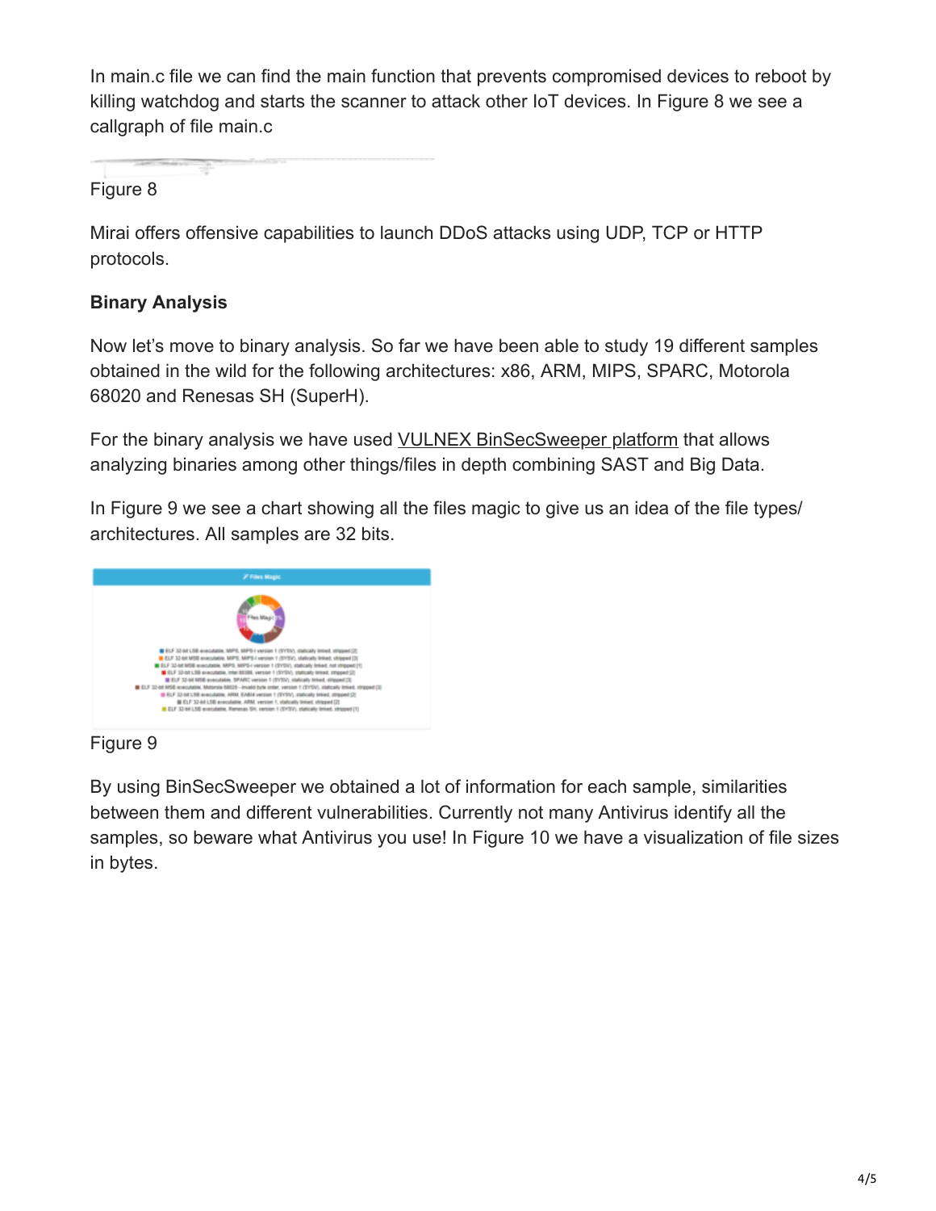In main.c file we can find the main function that prevents compromised devices to reboot by killing watchdog and starts the scanner to attack other IoT devices. In Figure 8 we see a callgraph of file main.c

Figure 8

Mirai offers offensive capabilities to launch DDoS attacks using UDP, TCP or HTTP protocols.

**Binary Analysis**

Now let's move to binary analysis. So far we have been able to study 19 different samples obtained in the wild for the following architectures: x86, ARM, MIPS, SPARC, Motorola 68020 and Renesas SH (SuperH).

For the binary analysis we have used VULNEX BinSecSweeper platform that allows analyzing binaries among other things/files in depth combining SAST and Big Data.

In Figure 9 we see a chart showing all the files magic to give us an idea of the file types/ architectures. All samples are 32 bits.

Figure 9

By using BinSecSweeper we obtained a lot of information for each sample, similarities between them and different vulnerabilities. Currently not many Antivirus identify all the samples, so beware what Antivirus you use! In Figure 10 we have a visualization of file sizes in bytes.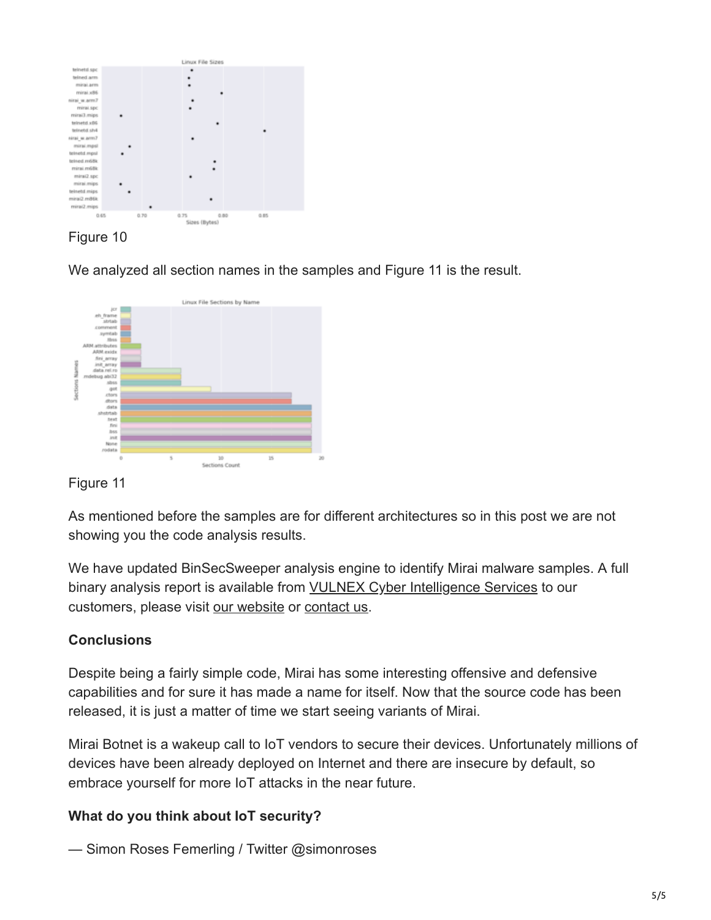Linux File Sizes

telnetd.spc
telned.arm
mirai.arm
mirai.x86
mirai_w.arm7
mirai.spc
mirai3.mips
telnetd.x86
telnetd.sh4
mirai_w.arm7
mirai.mpsl
telnetd.mpsl
telned.m68k
mirai.m68k
mirai2.spc
mirai.mips
telnetd.mips
mirai2.m68k
mirai2.mips

0.65 0.70 0.75 0.80 0.85

Sizes (Bytes)

Figure 10

We analyzed all section names in the samples and Figure 11 is the result.

Linux File Sections by Name

Sections Names

jcr
eh_frame
strtab
comment
symtab
tbss
ARM.attributes
ARM.exidx
fini_array
init_array
data.rel.ro
mdebug.abi32
sbss
got
ctors
dtors
data
shstrtab
text
fini
bss
init
None
rodata

0 5 10 15 20

Sections Count

Figure 11

As mentioned before the samples are for different architectures so in this post we are not showing you the code analysis results.

We have updated BinSecSweeper analysis engine to identify Mirai malware samples. A full binary analysis report is available from VULNEX Cyber Intelligence Services to our customers, please visit our website or contact us.

**Conclusions**

Despite being a fairly simple code, Mirai has some interesting offensive and defensive capabilities and for sure it has made a name for itself. Now that the source code has been released, it is just a matter of time we start seeing variants of Mirai.

Mirai Botnet is a wakeup call to IoT vendors to secure their devices. Unfortunately millions of devices have been already deployed on Internet and there are insecure by default, so embrace yourself for more IoT attacks in the near future.

**What do you think about IoT security?**

— Simon Roses Femerling / Twitter @simonroses